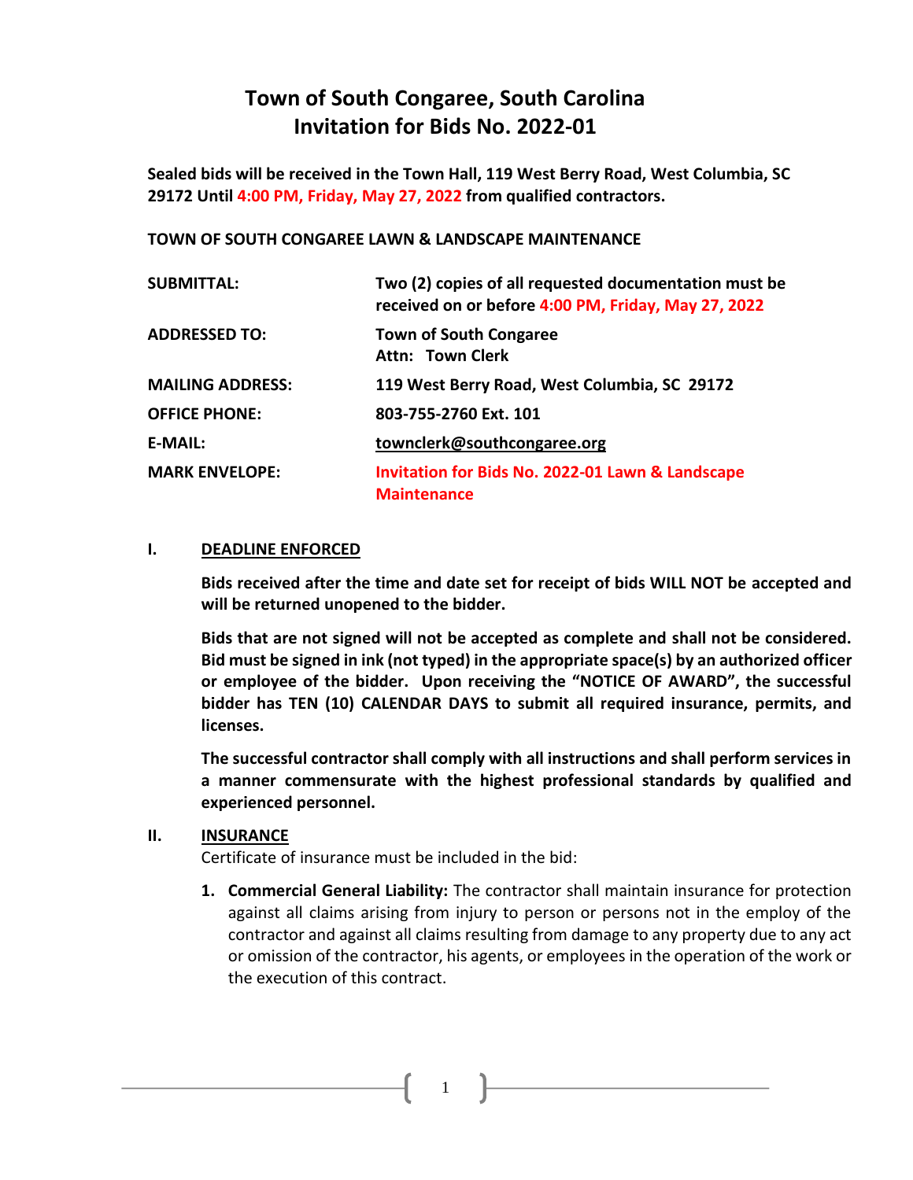# Town of South Congaree, South Carolina
# Invitation for Bids No. 2022-01

**Sealed bids will be received in the Town Hall, 119 West Berry Road, West Columbia, SC 29172 Until 4:00 PM, Friday, May 27, 2022 from qualified contractors.**

**TOWN OF SOUTH CONGAREE LAWN & LANDSCAPE MAINTENANCE**

| | |
|---|---|
| **SUBMITTAL:** | **Two (2) copies of all requested documentation must be received on or before 4:00 PM, Friday, May 27, 2022** |
| **ADDRESSED TO:** | **Town of South Congaree**<br>**Attn: Town Clerk** |
| **MAILING ADDRESS:** | **119 West Berry Road, West Columbia, SC 29172** |
| **OFFICE PHONE:** | **803-755-2760 Ext. 101** |
| **E-MAIL:** | **townclerk@southcongaree.org** |
| **MARK ENVELOPE:** | **Invitation for Bids No. 2022-01 Lawn & Landscape Maintenance** |

## I. DEADLINE ENFORCED

**Bids received after the time and date set for receipt of bids WILL NOT be accepted and will be returned unopened to the bidder.**

**Bids that are not signed will not be accepted as complete and shall not be considered. Bid must be signed in ink (not typed) in the appropriate space(s) by an authorized officer or employee of the bidder. Upon receiving the "NOTICE OF AWARD", the successful bidder has TEN (10) CALENDAR DAYS to submit all required insurance, permits, and licenses.**

**The successful contractor shall comply with all instructions and shall perform services in a manner commensurate with the highest professional standards by qualified and experienced personnel.**

## II. INSURANCE

Certificate of insurance must be included in the bid:

1. **Commercial General Liability:** The contractor shall maintain insurance for protection against all claims arising from injury to person or persons not in the employ of the contractor and against all claims resulting from damage to any property due to any act or omission of the contractor, his agents, or employees in the operation of the work or the execution of this contract.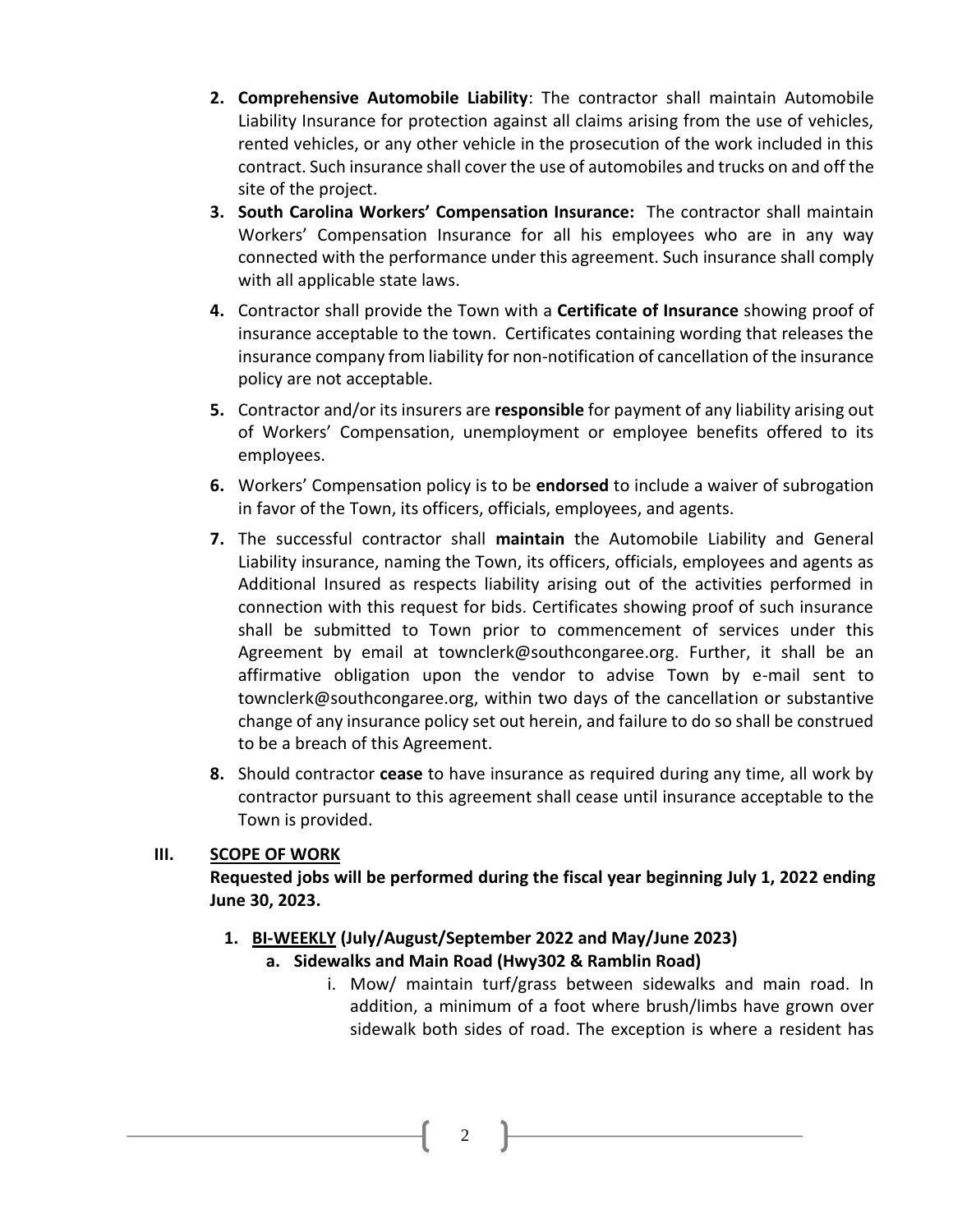2. **Comprehensive Automobile Liability**: The contractor shall maintain Automobile Liability Insurance for protection against all claims arising from the use of vehicles, rented vehicles, or any other vehicle in the prosecution of the work included in this contract. Such insurance shall cover the use of automobiles and trucks on and off the site of the project.
3. **South Carolina Workers' Compensation Insurance:** The contractor shall maintain Workers' Compensation Insurance for all his employees who are in any way connected with the performance under this agreement. Such insurance shall comply with all applicable state laws.
4. Contractor shall provide the Town with a **Certificate of Insurance** showing proof of insurance acceptable to the town. Certificates containing wording that releases the insurance company from liability for non-notification of cancellation of the insurance policy are not acceptable.
5. Contractor and/or its insurers are **responsible** for payment of any liability arising out of Workers' Compensation, unemployment or employee benefits offered to its employees.
6. Workers' Compensation policy is to be **endorsed** to include a waiver of subrogation in favor of the Town, its officers, officials, employees, and agents.
7. The successful contractor shall **maintain** the Automobile Liability and General Liability insurance, naming the Town, its officers, officials, employees and agents as Additional Insured as respects liability arising out of the activities performed in connection with this request for bids. Certificates showing proof of such insurance shall be submitted to Town prior to commencement of services under this Agreement by email at townclerk@southcongaree.org. Further, it shall be an affirmative obligation upon the vendor to advise Town by e-mail sent to townclerk@southcongaree.org, within two days of the cancellation or substantive change of any insurance policy set out herein, and failure to do so shall be construed to be a breach of this Agreement.
8. Should contractor **cease** to have insurance as required during any time, all work by contractor pursuant to this agreement shall cease until insurance acceptable to the Town is provided.

## III. SCOPE OF WORK

**Requested jobs will be performed during the fiscal year beginning July 1, 2022 ending June 30, 2023.**

1. **BI-WEEKLY (July/August/September 2022 and May/June 2023)**
   a. **Sidewalks and Main Road (Hwy302 & Ramblin Road)**
      i. Mow/ maintain turf/grass between sidewalks and main road. In addition, a minimum of a foot where brush/limbs have grown over sidewalk both sides of road. The exception is where a resident has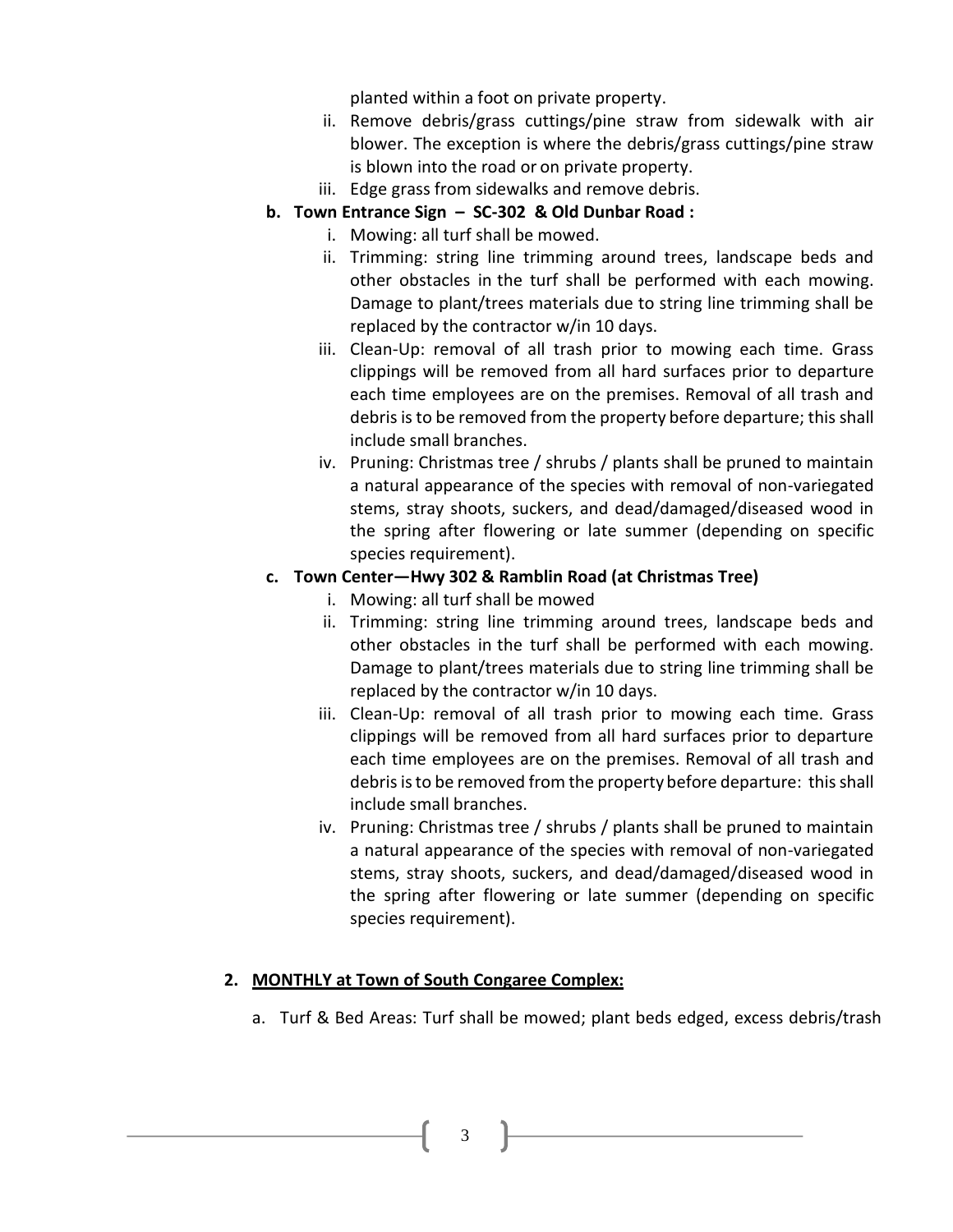planted within a foot on private property.

   ii. Remove debris/grass cuttings/pine straw from sidewalk with air blower. The exception is where the debris/grass cuttings/pine straw is blown into the road or on private property.
   iii. Edge grass from sidewalks and remove debris.

**b. Town Entrance Sign – SC-302 & Old Dunbar Road :**

   i. Mowing: all turf shall be mowed.
   ii. Trimming: string line trimming around trees, landscape beds and other obstacles in the turf shall be performed with each mowing. Damage to plant/trees materials due to string line trimming shall be replaced by the contractor w/in 10 days.
   iii. Clean-Up: removal of all trash prior to mowing each time. Grass clippings will be removed from all hard surfaces prior to departure each time employees are on the premises. Removal of all trash and debris is to be removed from the property before departure; this shall include small branches.
   iv. Pruning: Christmas tree / shrubs / plants shall be pruned to maintain a natural appearance of the species with removal of non-variegated stems, stray shoots, suckers, and dead/damaged/diseased wood in the spring after flowering or late summer (depending on specific species requirement).

**c. Town Center—Hwy 302 & Ramblin Road (at Christmas Tree)**

   i. Mowing: all turf shall be mowed
   ii. Trimming: string line trimming around trees, landscape beds and other obstacles in the turf shall be performed with each mowing. Damage to plant/trees materials due to string line trimming shall be replaced by the contractor w/in 10 days.
   iii. Clean-Up: removal of all trash prior to mowing each time. Grass clippings will be removed from all hard surfaces prior to departure each time employees are on the premises. Removal of all trash and debris is to be removed from the property before departure: this shall include small branches.
   iv. Pruning: Christmas tree / shrubs / plants shall be pruned to maintain a natural appearance of the species with removal of non-variegated stems, stray shoots, suckers, and dead/damaged/diseased wood in the spring after flowering or late summer (depending on specific species requirement).

**2. <u>MONTHLY at Town of South Congaree Complex:</u>**

   a. Turf & Bed Areas: Turf shall be mowed; plant beds edged, excess debris/trash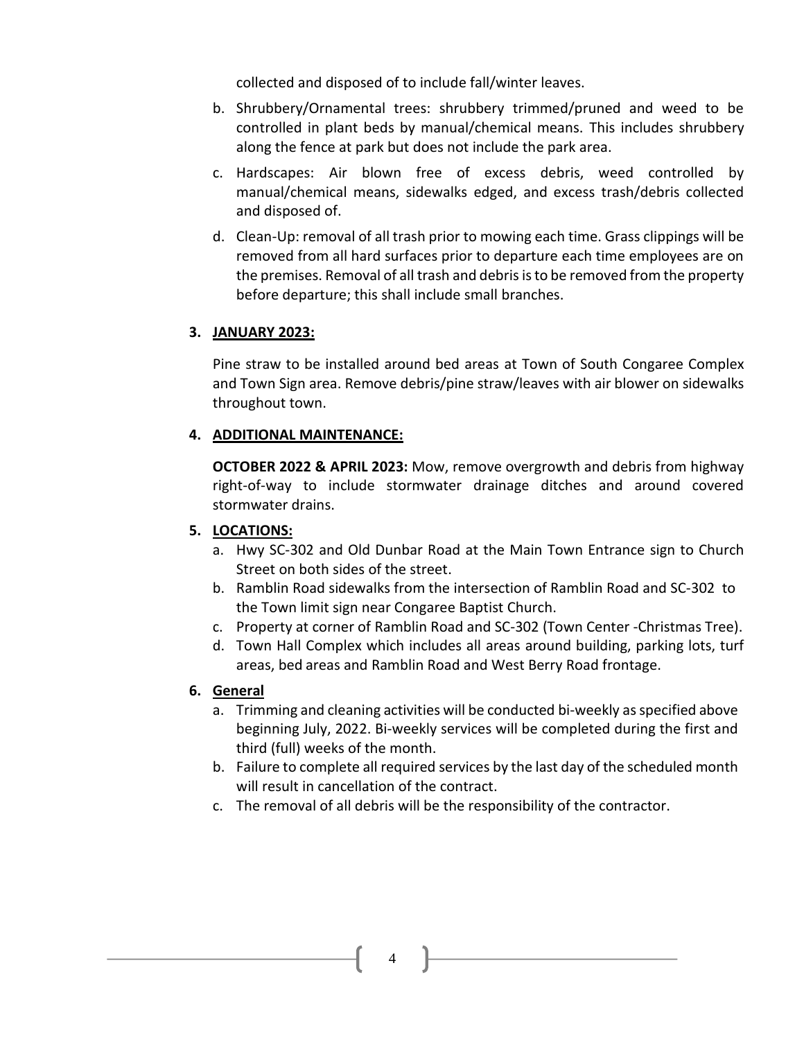collected and disposed of to include fall/winter leaves.

b. Shrubbery/Ornamental trees: shrubbery trimmed/pruned and weed to be controlled in plant beds by manual/chemical means. This includes shrubbery along the fence at park but does not include the park area.

c. Hardscapes: Air blown free of excess debris, weed controlled by manual/chemical means, sidewalks edged, and excess trash/debris collected and disposed of.

d. Clean-Up: removal of all trash prior to mowing each time. Grass clippings will be removed from all hard surfaces prior to departure each time employees are on the premises. Removal of all trash and debris is to be removed from the property before departure; this shall include small branches.

**3. <u>JANUARY 2023:</u>**

Pine straw to be installed around bed areas at Town of South Congaree Complex and Town Sign area. Remove debris/pine straw/leaves with air blower on sidewalks throughout town.

**4. <u>ADDITIONAL MAINTENANCE:</u>**

**OCTOBER 2022 & APRIL 2023:** Mow, remove overgrowth and debris from highway right-of-way to include stormwater drainage ditches and around covered stormwater drains.

**5. <u>LOCATIONS:</u>**

a. Hwy SC-302 and Old Dunbar Road at the Main Town Entrance sign to Church Street on both sides of the street.

b. Ramblin Road sidewalks from the intersection of Ramblin Road and SC-302 to the Town limit sign near Congaree Baptist Church.

c. Property at corner of Ramblin Road and SC-302 (Town Center -Christmas Tree).

d. Town Hall Complex which includes all areas around building, parking lots, turf areas, bed areas and Ramblin Road and West Berry Road frontage.

**6. <u>General</u>**

a. Trimming and cleaning activities will be conducted bi-weekly as specified above beginning July, 2022. Bi-weekly services will be completed during the first and third (full) weeks of the month.

b. Failure to complete all required services by the last day of the scheduled month will result in cancellation of the contract.

c. The removal of all debris will be the responsibility of the contractor.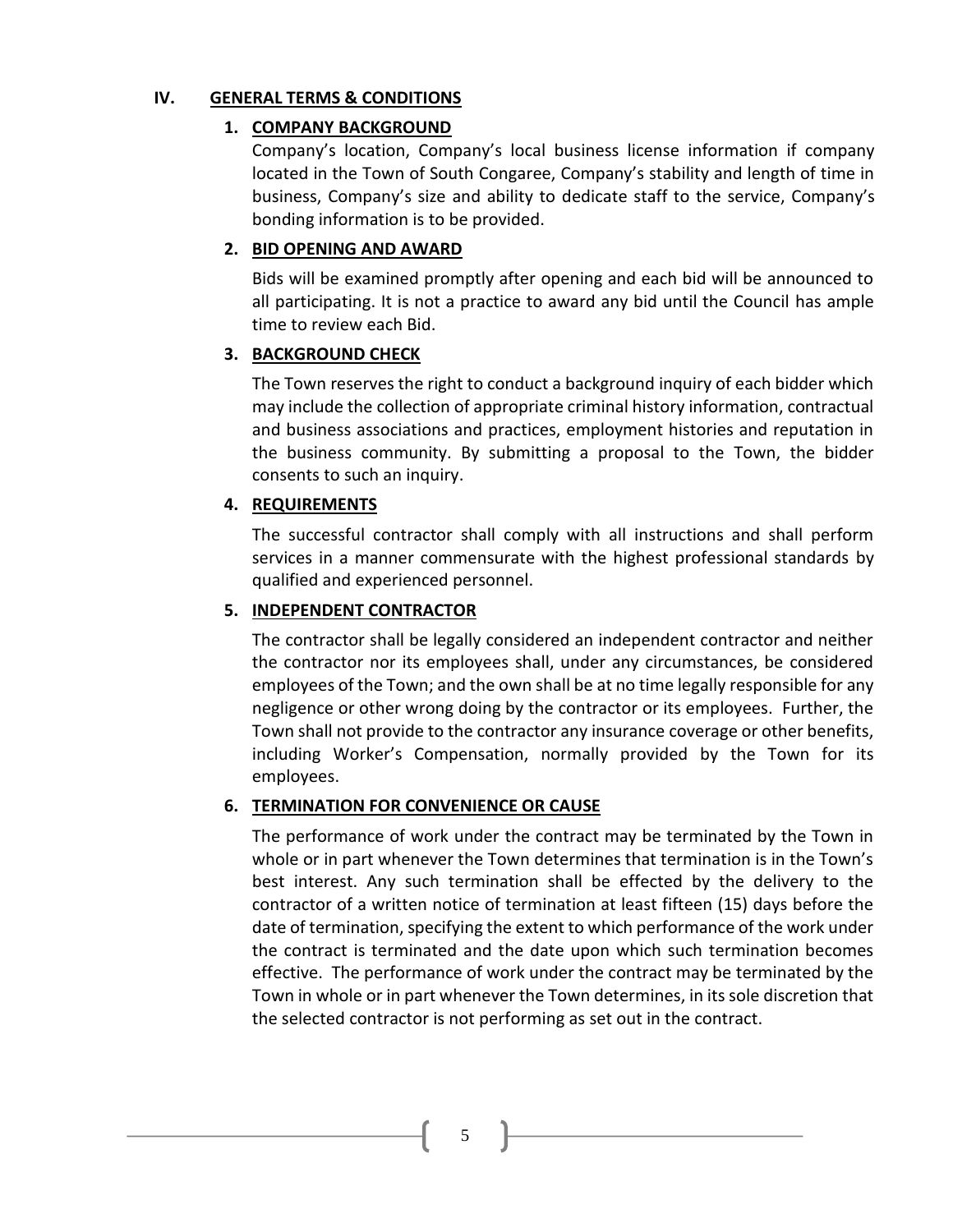## IV. GENERAL TERMS & CONDITIONS

### 1. COMPANY BACKGROUND

Company's location, Company's local business license information if company located in the Town of South Congaree, Company's stability and length of time in business, Company's size and ability to dedicate staff to the service, Company's bonding information is to be provided.

### 2. BID OPENING AND AWARD

Bids will be examined promptly after opening and each bid will be announced to all participating. It is not a practice to award any bid until the Council has ample time to review each Bid.

### 3. BACKGROUND CHECK

The Town reserves the right to conduct a background inquiry of each bidder which may include the collection of appropriate criminal history information, contractual and business associations and practices, employment histories and reputation in the business community. By submitting a proposal to the Town, the bidder consents to such an inquiry.

### 4. REQUIREMENTS

The successful contractor shall comply with all instructions and shall perform services in a manner commensurate with the highest professional standards by qualified and experienced personnel.

### 5. INDEPENDENT CONTRACTOR

The contractor shall be legally considered an independent contractor and neither the contractor nor its employees shall, under any circumstances, be considered employees of the Town; and the own shall be at no time legally responsible for any negligence or other wrong doing by the contractor or its employees. Further, the Town shall not provide to the contractor any insurance coverage or other benefits, including Worker's Compensation, normally provided by the Town for its employees.

### 6. TERMINATION FOR CONVENIENCE OR CAUSE

The performance of work under the contract may be terminated by the Town in whole or in part whenever the Town determines that termination is in the Town's best interest. Any such termination shall be effected by the delivery to the contractor of a written notice of termination at least fifteen (15) days before the date of termination, specifying the extent to which performance of the work under the contract is terminated and the date upon which such termination becomes effective. The performance of work under the contract may be terminated by the Town in whole or in part whenever the Town determines, in its sole discretion that the selected contractor is not performing as set out in the contract.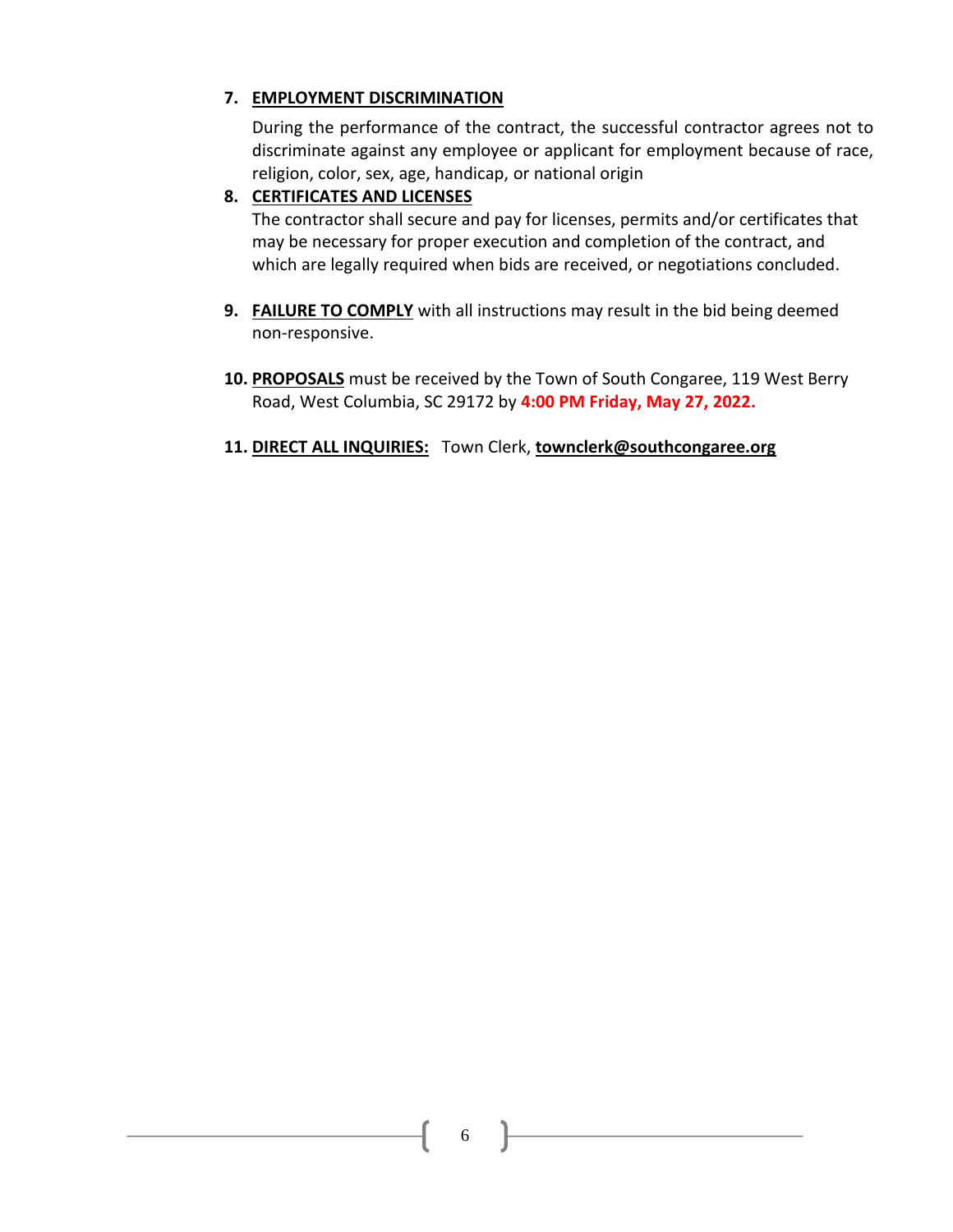7. **EMPLOYMENT DISCRIMINATION**

   During the performance of the contract, the successful contractor agrees not to discriminate against any employee or applicant for employment because of race, religion, color, sex, age, handicap, or national origin

8. **CERTIFICATES AND LICENSES**

   The contractor shall secure and pay for licenses, permits and/or certificates that may be necessary for proper execution and completion of the contract, and which are legally required when bids are received, or negotiations concluded.

9. **FAILURE TO COMPLY** with all instructions may result in the bid being deemed non-responsive.

10. **PROPOSALS** must be received by the Town of South Congaree, 119 West Berry Road, West Columbia, SC 29172 by **4:00 PM Friday, May 27, 2022.**

11. **DIRECT ALL INQUIRIES:** Town Clerk, **townclerk@southcongaree.org**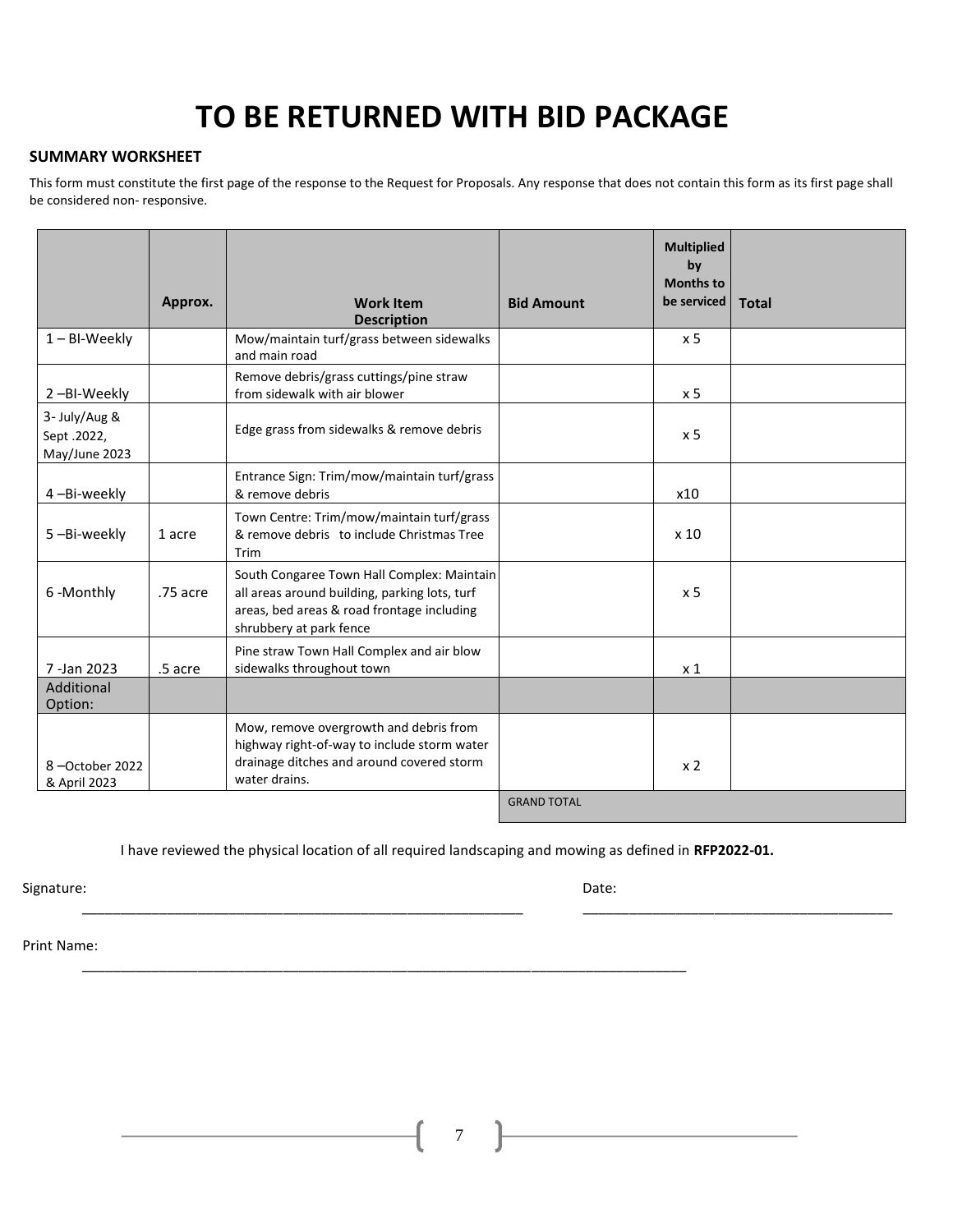# TO BE RETURNED WITH BID PACKAGE

**SUMMARY WORKSHEET**

This form must constitute the first page of the response to the Request for Proposals. Any response that does not contain this form as its first page shall be considered non- responsive.

| | Approx. | Work Item Description | Bid Amount | Multiplied by Months to be serviced | Total |
|---|---|---|---|---|---|
| 1 – BI-Weekly | | Mow/maintain turf/grass between sidewalks and main road | | x 5 | |
| 2 –BI-Weekly | | Remove debris/grass cuttings/pine straw from sidewalk with air blower | | x 5 | |
| 3- July/Aug & Sept .2022, May/June 2023 | | Edge grass from sidewalks & remove debris | | x 5 | |
| 4 –Bi-weekly | | Entrance Sign: Trim/mow/maintain turf/grass & remove debris | | x10 | |
| 5 –Bi-weekly | 1 acre | Town Centre: Trim/mow/maintain turf/grass & remove debris to include Christmas Tree Trim | | x 10 | |
| 6 -Monthly | .75 acre | South Congaree Town Hall Complex: Maintain all areas around building, parking lots, turf areas, bed areas & road frontage including shrubbery at park fence | | x 5 | |
| 7 -Jan 2023 | .5 acre | Pine straw Town Hall Complex and air blow sidewalks throughout town | | x 1 | |
| Additional Option: | | | | | |
| 8 –October 2022 & April 2023 | | Mow, remove overgrowth and debris from highway right-of-way to include storm water drainage ditches and around covered storm water drains. | | x 2 | |
| | | | GRAND TOTAL | | |

I have reviewed the physical location of all required landscaping and mowing as defined in **RFP2022-01.**

Signature: ____________________________________________ Date: ________________________________

Print Name: ____________________________________________________________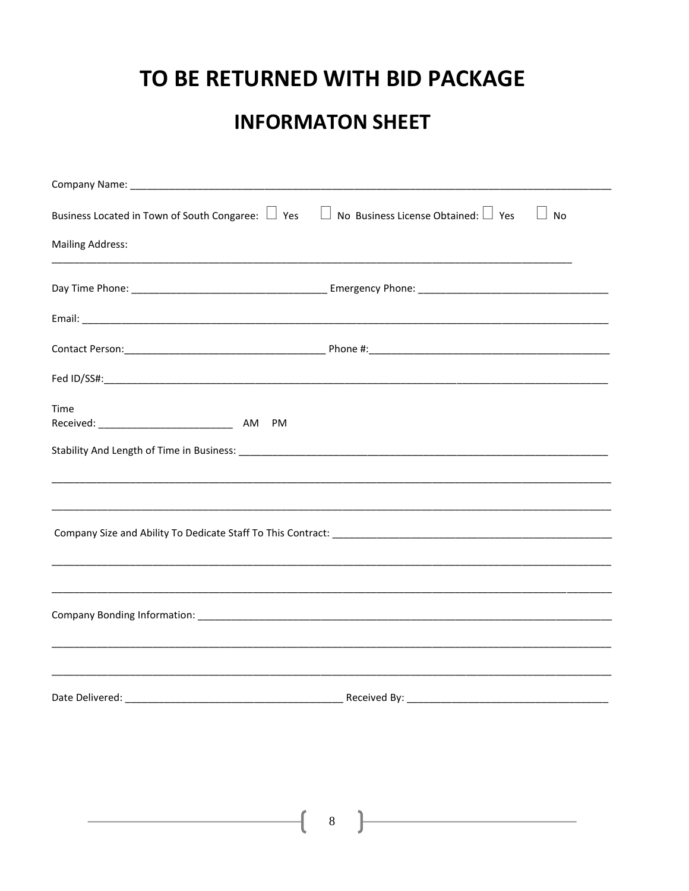# TO BE RETURNED WITH BID PACKAGE

## INFORMATON SHEET

Company Name: ___________________________________________________________________________________

Business Located in Town of South Congaree: ☐ Yes ☐ No Business License Obtained: ☐ Yes ☐ No

Mailing Address:

_____________________________________________________________________________________________

Day Time Phone: __________________________________ Emergency Phone: _________________________________

Email: ______________________________________________________________________________________________

Contact Person:___________________________________ Phone #:__________________________________________

Fed ID/SS#:_________________________________________________________________________________________

Time Received: _______________________ AM PM

Stability And Length of Time in Business: __________________________________________________________________

_____________________________________________________________________________________________

_____________________________________________________________________________________________

Company Size and Ability To Dedicate Staff To This Contract: ___________________________________________________

_____________________________________________________________________________________________

_____________________________________________________________________________________________

Company Bonding Information: __________________________________________________________________________

_____________________________________________________________________________________________

_____________________________________________________________________________________________

Date Delivered: ______________________________________ Received By: ___________________________________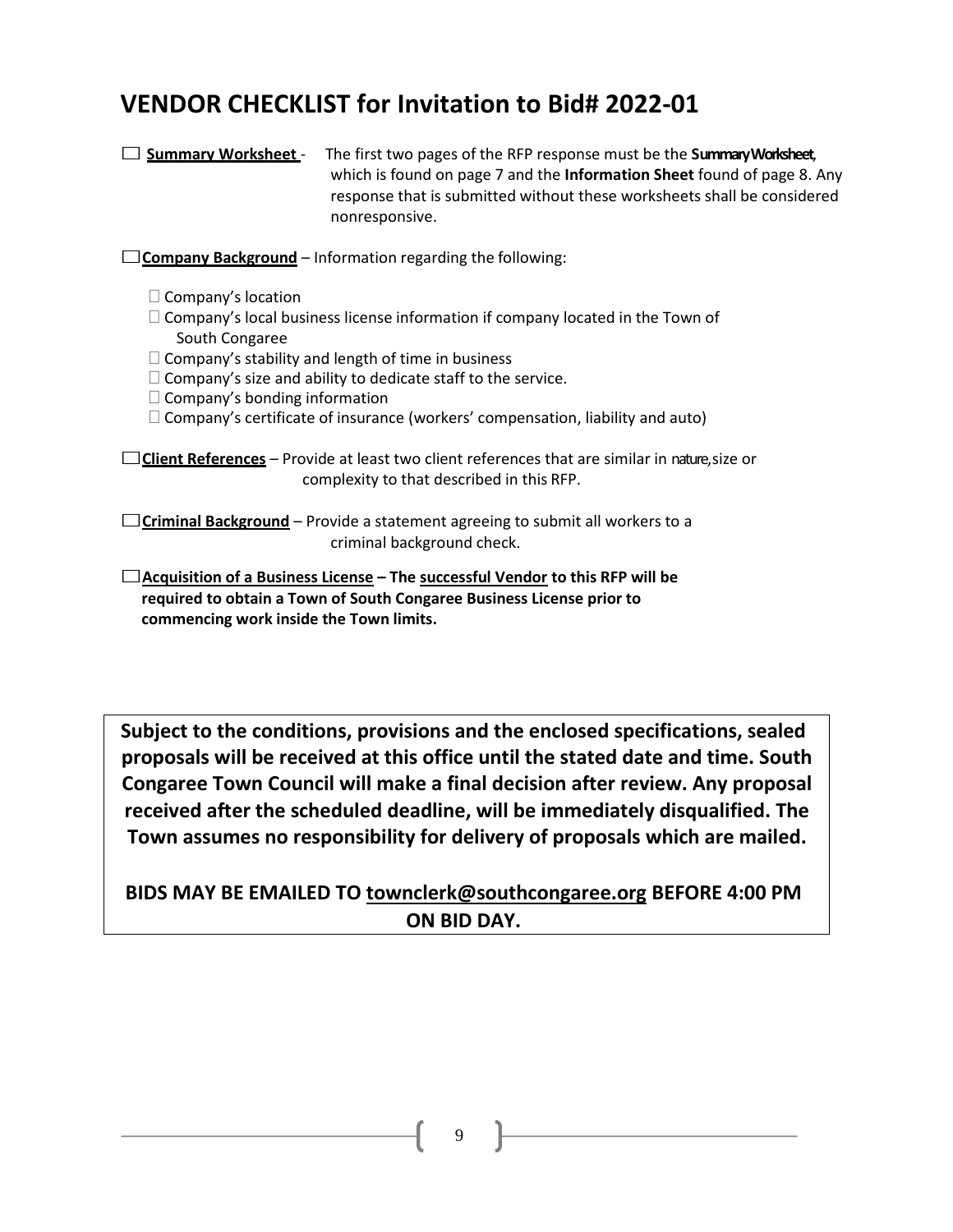# VENDOR CHECKLIST for Invitation to Bid# 2022-01

☐ **Summary Worksheet** - The first two pages of the RFP response must be the **Summary Worksheet**, which is found on page 7 and the **Information Sheet** found of page 8. Any response that is submitted without these worksheets shall be considered nonresponsive.

☐ **Company Background** – Information regarding the following:

- ☐ Company's location
- ☐ Company's local business license information if company located in the Town of South Congaree
- ☐ Company's stability and length of time in business
- ☐ Company's size and ability to dedicate staff to the service.
- ☐ Company's bonding information
- ☐ Company's certificate of insurance (workers' compensation, liability and auto)

☐ **Client References** – Provide at least two client references that are similar in nature, size or complexity to that described in this RFP.

☐ **Criminal Background** – Provide a statement agreeing to submit all workers to a criminal background check.

☐ **Acquisition of a Business License – The successful Vendor to this RFP will be required to obtain a Town of South Congaree Business License prior to commencing work inside the Town limits.**

**Subject to the conditions, provisions and the enclosed specifications, sealed proposals will be received at this office until the stated date and time. South Congaree Town Council will make a final decision after review. Any proposal received after the scheduled deadline, will be immediately disqualified. The Town assumes no responsibility for delivery of proposals which are mailed.**

**BIDS MAY BE EMAILED TO townclerk@southcongaree.org BEFORE 4:00 PM ON BID DAY.**